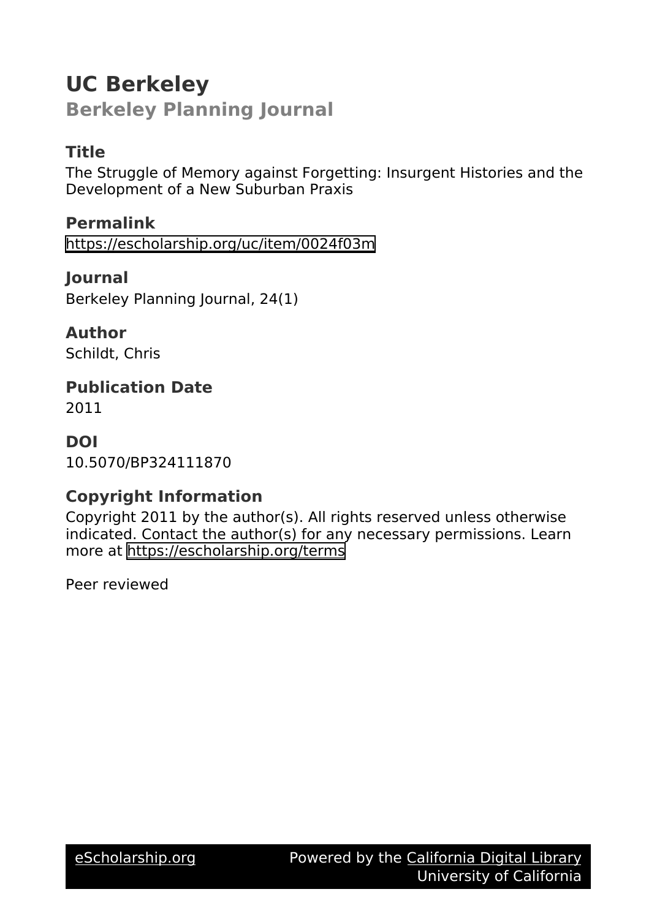# UC Berkeley

## Berkeley Planning Journal

### Title

The Struggle of Memory against Forgetting: Insurgent Histories and the Development of a New Suburban Praxis

### Permalink

https://escholarship.org/uc/item/0024f03m

### Journal

Berkeley Planning Journal, 24(1)

### Author

Schildt, Chris

### Publication Date

2011

### DOI

10.5070/BP324111870

### Copyright Information

Copyright 2011 by the author(s). All rights reserved unless otherwise indicated. Contact the author(s) for any necessary permissions. Learn more at https://escholarship.org/terms

Peer reviewed

eScholarship.org Powered by the California Digital Library University of California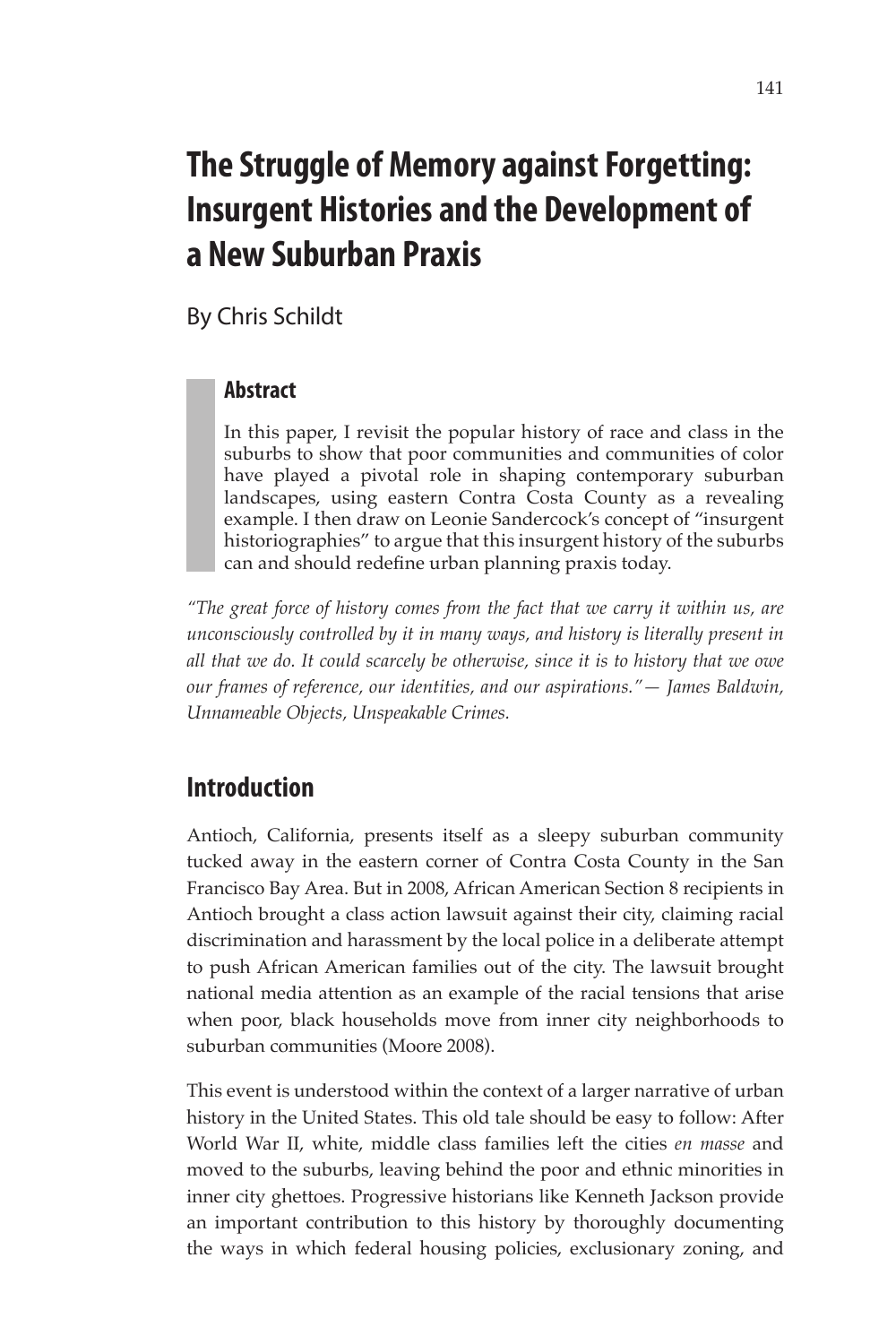# The Struggle of Memory against Forgetting: Insurgent Histories and the Development of a New Suburban Praxis

By Chris Schildt

### Abstract

In this paper, I revisit the popular history of race and class in the suburbs to show that poor communities and communities of color have played a pivotal role in shaping contemporary suburban landscapes, using eastern Contra Costa County as a revealing example. I then draw on Leonie Sandercock's concept of "insurgent historiographies" to argue that this insurgent history of the suburbs can and should redefine urban planning praxis today.

*"The great force of history comes from the fact that we carry it within us, are unconsciously controlled by it in many ways, and history is literally present in all that we do. It could scarcely be otherwise, since it is to history that we owe our frames of reference, our identities, and our aspirations."— James Baldwin, Unnameable Objects, Unspeakable Crimes.*

## Introduction

Antioch, California, presents itself as a sleepy suburban community tucked away in the eastern corner of Contra Costa County in the San Francisco Bay Area. But in 2008, African American Section 8 recipients in Antioch brought a class action lawsuit against their city, claiming racial discrimination and harassment by the local police in a deliberate attempt to push African American families out of the city. The lawsuit brought national media attention as an example of the racial tensions that arise when poor, black households move from inner city neighborhoods to suburban communities (Moore 2008).

This event is understood within the context of a larger narrative of urban history in the United States. This old tale should be easy to follow: After World War II, white, middle class families left the cities *en masse* and moved to the suburbs, leaving behind the poor and ethnic minorities in inner city ghettoes. Progressive historians like Kenneth Jackson provide an important contribution to this history by thoroughly documenting the ways in which federal housing policies, exclusionary zoning, and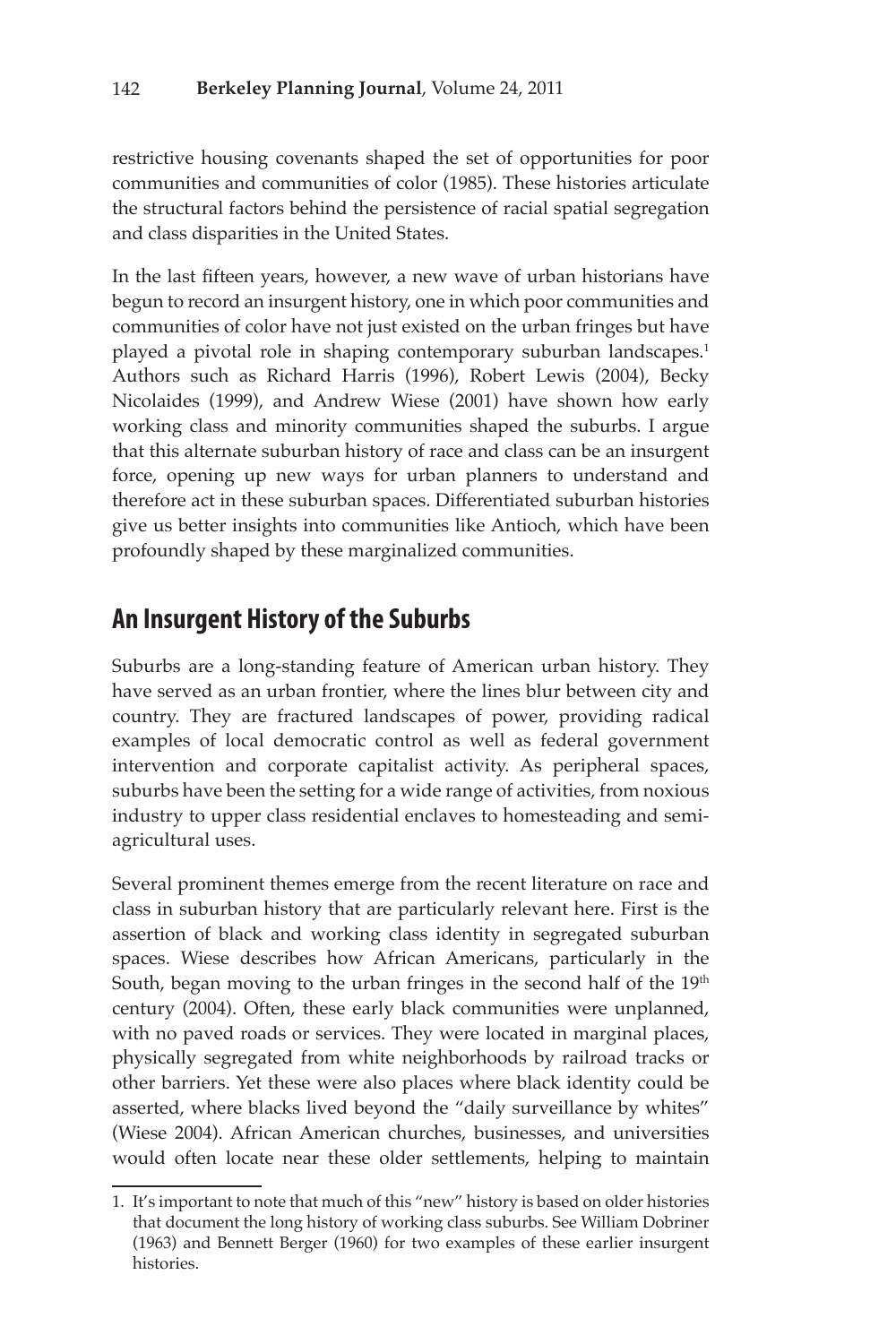restrictive housing covenants shaped the set of opportunities for poor communities and communities of color (1985). These histories articulate the structural factors behind the persistence of racial spatial segregation and class disparities in the United States.

In the last fifteen years, however, a new wave of urban historians have begun to record an insurgent history, one in which poor communities and communities of color have not just existed on the urban fringes but have played a pivotal role in shaping contemporary suburban landscapes.[1] Authors such as Richard Harris (1996), Robert Lewis (2004), Becky Nicolaides (1999), and Andrew Wiese (2001) have shown how early working class and minority communities shaped the suburbs. I argue that this alternate suburban history of race and class can be an insurgent force, opening up new ways for urban planners to understand and therefore act in these suburban spaces. Differentiated suburban histories give us better insights into communities like Antioch, which have been profoundly shaped by these marginalized communities.

## An Insurgent History of the Suburbs

Suburbs are a long-standing feature of American urban history. They have served as an urban frontier, where the lines blur between city and country. They are fractured landscapes of power, providing radical examples of local democratic control as well as federal government intervention and corporate capitalist activity. As peripheral spaces, suburbs have been the setting for a wide range of activities, from noxious industry to upper class residential enclaves to homesteading and semi-agricultural uses.

Several prominent themes emerge from the recent literature on race and class in suburban history that are particularly relevant here. First is the assertion of black and working class identity in segregated suburban spaces. Wiese describes how African Americans, particularly in the South, began moving to the urban fringes in the second half of the 19th century (2004). Often, these early black communities were unplanned, with no paved roads or services. They were located in marginal places, physically segregated from white neighborhoods by railroad tracks or other barriers. Yet these were also places where black identity could be asserted, where blacks lived beyond the "daily surveillance by whites" (Wiese 2004). African American churches, businesses, and universities would often locate near these older settlements, helping to maintain

1. It's important to note that much of this "new" history is based on older histories that document the long history of working class suburbs. See William Dobriner (1963) and Bennett Berger (1960) for two examples of these earlier insurgent histories.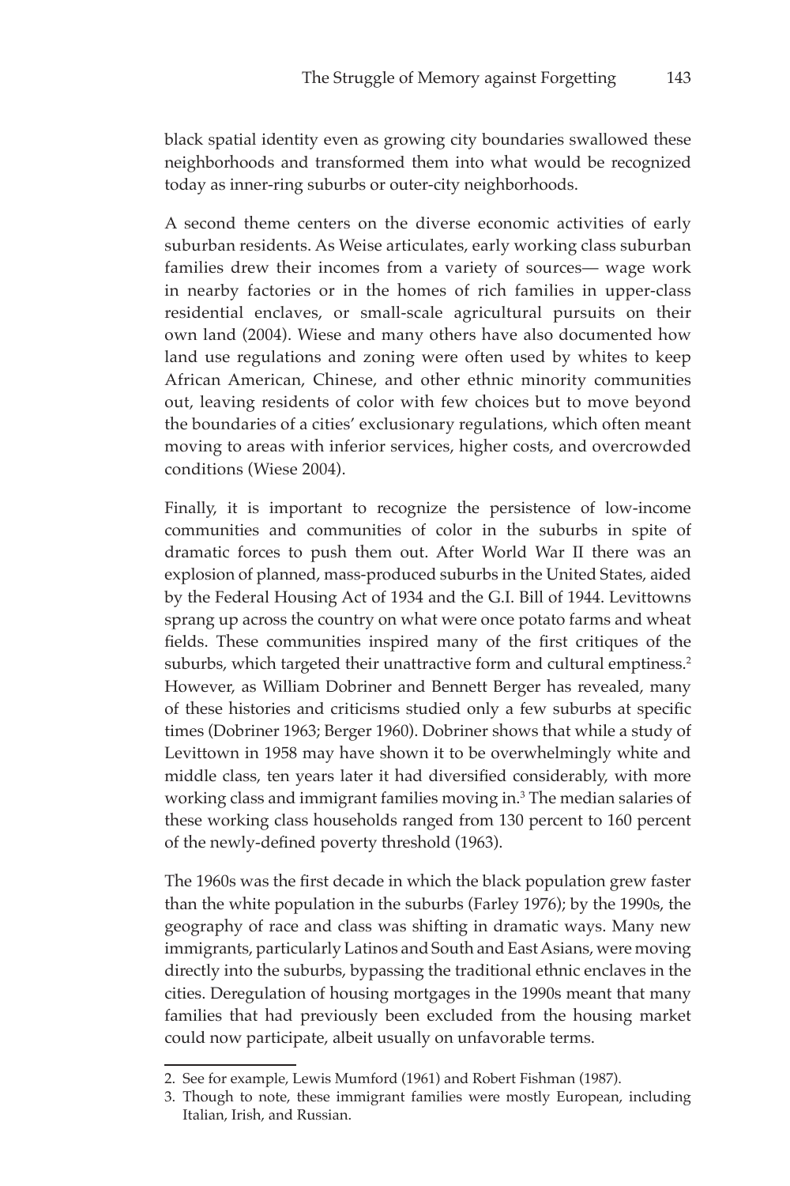black spatial identity even as growing city boundaries swallowed these neighborhoods and transformed them into what would be recognized today as inner-ring suburbs or outer-city neighborhoods.

A second theme centers on the diverse economic activities of early suburban residents. As Weise articulates, early working class suburban families drew their incomes from a variety of sources— wage work in nearby factories or in the homes of rich families in upper-class residential enclaves, or small-scale agricultural pursuits on their own land (2004). Wiese and many others have also documented how land use regulations and zoning were often used by whites to keep African American, Chinese, and other ethnic minority communities out, leaving residents of color with few choices but to move beyond the boundaries of a cities' exclusionary regulations, which often meant moving to areas with inferior services, higher costs, and overcrowded conditions (Wiese 2004).

Finally, it is important to recognize the persistence of low-income communities and communities of color in the suburbs in spite of dramatic forces to push them out. After World War II there was an explosion of planned, mass-produced suburbs in the United States, aided by the Federal Housing Act of 1934 and the G.I. Bill of 1944. Levittowns sprang up across the country on what were once potato farms and wheat fields. These communities inspired many of the first critiques of the suburbs, which targeted their unattractive form and cultural emptiness.[2] However, as William Dobriner and Bennett Berger has revealed, many of these histories and criticisms studied only a few suburbs at specific times (Dobriner 1963; Berger 1960). Dobriner shows that while a study of Levittown in 1958 may have shown it to be overwhelmingly white and middle class, ten years later it had diversified considerably, with more working class and immigrant families moving in.[3] The median salaries of these working class households ranged from 130 percent to 160 percent of the newly-defined poverty threshold (1963).

The 1960s was the first decade in which the black population grew faster than the white population in the suburbs (Farley 1976); by the 1990s, the geography of race and class was shifting in dramatic ways. Many new immigrants, particularly Latinos and South and East Asians, were moving directly into the suburbs, bypassing the traditional ethnic enclaves in the cities. Deregulation of housing mortgages in the 1990s meant that many families that had previously been excluded from the housing market could now participate, albeit usually on unfavorable terms.

2. See for example, Lewis Mumford (1961) and Robert Fishman (1987).

3. Though to note, these immigrant families were mostly European, including Italian, Irish, and Russian.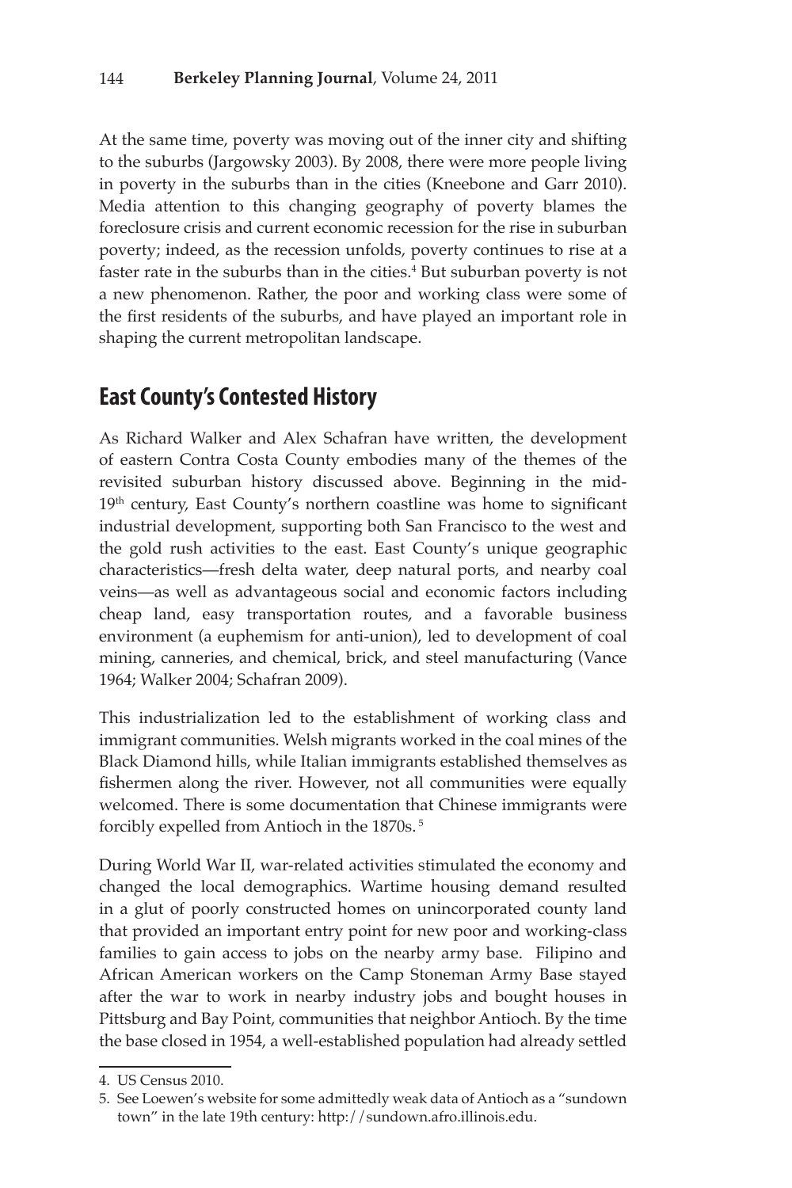At the same time, poverty was moving out of the inner city and shifting to the suburbs (Jargowsky 2003). By 2008, there were more people living in poverty in the suburbs than in the cities (Kneebone and Garr 2010). Media attention to this changing geography of poverty blames the foreclosure crisis and current economic recession for the rise in suburban poverty; indeed, as the recession unfolds, poverty continues to rise at a faster rate in the suburbs than in the cities.[4] But suburban poverty is not a new phenomenon. Rather, the poor and working class were some of the first residents of the suburbs, and have played an important role in shaping the current metropolitan landscape.

## East County's Contested History

As Richard Walker and Alex Schafran have written, the development of eastern Contra Costa County embodies many of the themes of the revisited suburban history discussed above. Beginning in the mid-19th century, East County's northern coastline was home to significant industrial development, supporting both San Francisco to the west and the gold rush activities to the east. East County's unique geographic characteristics—fresh delta water, deep natural ports, and nearby coal veins—as well as advantageous social and economic factors including cheap land, easy transportation routes, and a favorable business environment (a euphemism for anti-union), led to development of coal mining, canneries, and chemical, brick, and steel manufacturing (Vance 1964; Walker 2004; Schafran 2009).

This industrialization led to the establishment of working class and immigrant communities. Welsh migrants worked in the coal mines of the Black Diamond hills, while Italian immigrants established themselves as fishermen along the river. However, not all communities were equally welcomed. There is some documentation that Chinese immigrants were forcibly expelled from Antioch in the 1870s.[5]

During World War II, war-related activities stimulated the economy and changed the local demographics. Wartime housing demand resulted in a glut of poorly constructed homes on unincorporated county land that provided an important entry point for new poor and working-class families to gain access to jobs on the nearby army base. Filipino and African American workers on the Camp Stoneman Army Base stayed after the war to work in nearby industry jobs and bought houses in Pittsburg and Bay Point, communities that neighbor Antioch. By the time the base closed in 1954, a well-established population had already settled

---

4. US Census 2010.

5. See Loewen's website for some admittedly weak data of Antioch as a "sundown town" in the late 19th century: http://sundown.afro.illinois.edu.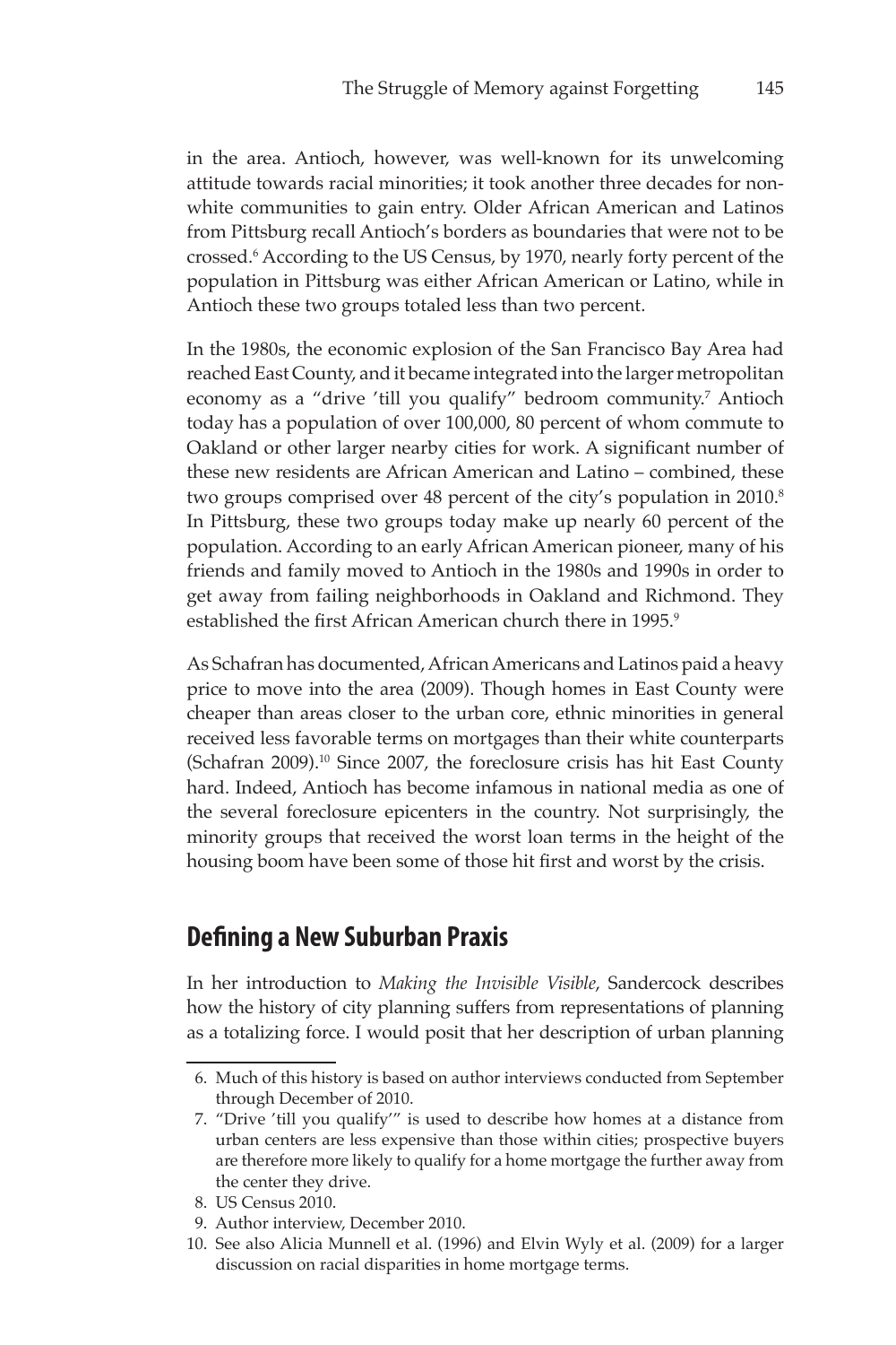in the area. Antioch, however, was well-known for its unwelcoming attitude towards racial minorities; it took another three decades for non-white communities to gain entry. Older African American and Latinos from Pittsburg recall Antioch's borders as boundaries that were not to be crossed.[6] According to the US Census, by 1970, nearly forty percent of the population in Pittsburg was either African American or Latino, while in Antioch these two groups totaled less than two percent.

In the 1980s, the economic explosion of the San Francisco Bay Area had reached East County, and it became integrated into the larger metropolitan economy as a "drive 'till you qualify" bedroom community.[7] Antioch today has a population of over 100,000, 80 percent of whom commute to Oakland or other larger nearby cities for work. A significant number of these new residents are African American and Latino – combined, these two groups comprised over 48 percent of the city's population in 2010.[8] In Pittsburg, these two groups today make up nearly 60 percent of the population. According to an early African American pioneer, many of his friends and family moved to Antioch in the 1980s and 1990s in order to get away from failing neighborhoods in Oakland and Richmond. They established the first African American church there in 1995.[9]

As Schafran has documented, African Americans and Latinos paid a heavy price to move into the area (2009). Though homes in East County were cheaper than areas closer to the urban core, ethnic minorities in general received less favorable terms on mortgages than their white counterparts (Schafran 2009).[10] Since 2007, the foreclosure crisis has hit East County hard. Indeed, Antioch has become infamous in national media as one of the several foreclosure epicenters in the country. Not surprisingly, the minority groups that received the worst loan terms in the height of the housing boom have been some of those hit first and worst by the crisis.

## Defining a New Suburban Praxis

In her introduction to *Making the Invisible Visible*, Sandercock describes how the history of city planning suffers from representations of planning as a totalizing force. I would posit that her description of urban planning

6. Much of this history is based on author interviews conducted from September through December of 2010.
7. "Drive 'till you qualify'" is used to describe how homes at a distance from urban centers are less expensive than those within cities; prospective buyers are therefore more likely to qualify for a home mortgage the further away from the center they drive.
8. US Census 2010.
9. Author interview, December 2010.
10. See also Alicia Munnell et al. (1996) and Elvin Wyly et al. (2009) for a larger discussion on racial disparities in home mortgage terms.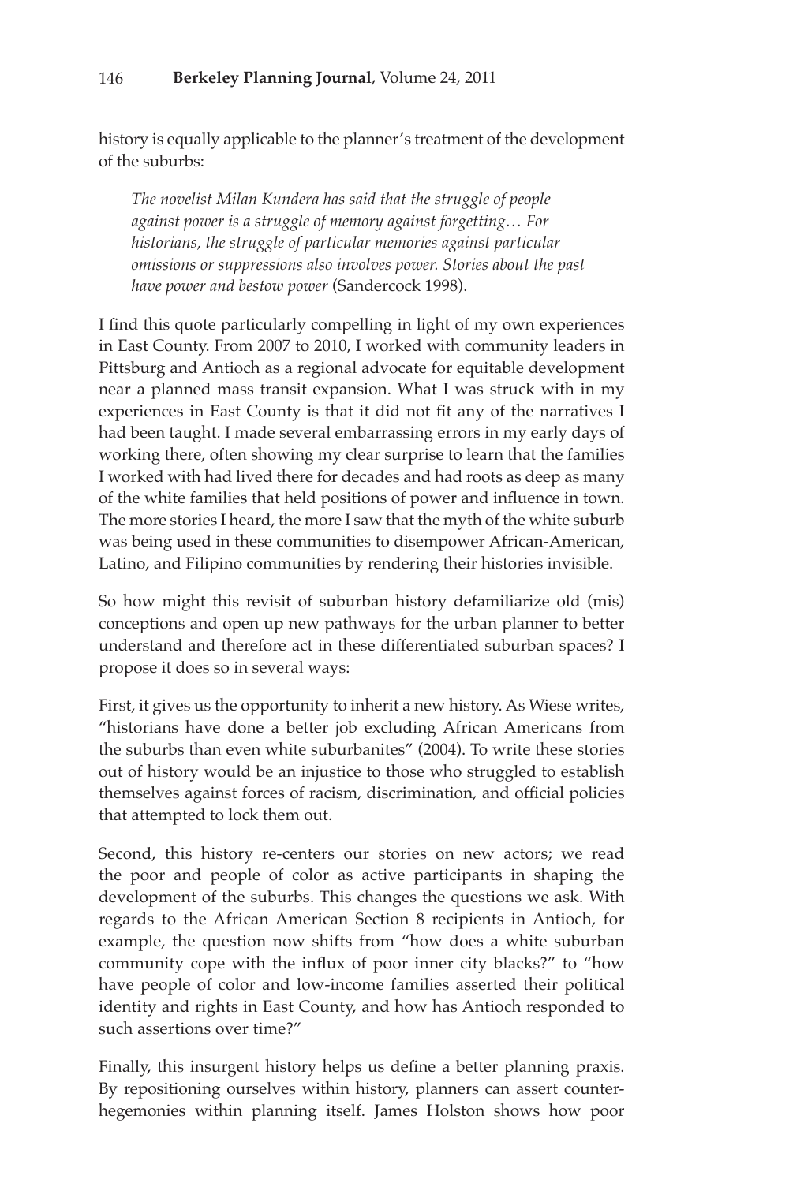history is equally applicable to the planner's treatment of the development of the suburbs:

> *The novelist Milan Kundera has said that the struggle of people against power is a struggle of memory against forgetting… For historians, the struggle of particular memories against particular omissions or suppressions also involves power. Stories about the past have power and bestow power* (Sandercock 1998).

I find this quote particularly compelling in light of my own experiences in East County. From 2007 to 2010, I worked with community leaders in Pittsburg and Antioch as a regional advocate for equitable development near a planned mass transit expansion. What I was struck with in my experiences in East County is that it did not fit any of the narratives I had been taught. I made several embarrassing errors in my early days of working there, often showing my clear surprise to learn that the families I worked with had lived there for decades and had roots as deep as many of the white families that held positions of power and influence in town. The more stories I heard, the more I saw that the myth of the white suburb was being used in these communities to disempower African-American, Latino, and Filipino communities by rendering their histories invisible.

So how might this revisit of suburban history defamiliarize old (mis) conceptions and open up new pathways for the urban planner to better understand and therefore act in these differentiated suburban spaces? I propose it does so in several ways:

First, it gives us the opportunity to inherit a new history. As Wiese writes, "historians have done a better job excluding African Americans from the suburbs than even white suburbanites" (2004). To write these stories out of history would be an injustice to those who struggled to establish themselves against forces of racism, discrimination, and official policies that attempted to lock them out.

Second, this history re-centers our stories on new actors; we read the poor and people of color as active participants in shaping the development of the suburbs. This changes the questions we ask. With regards to the African American Section 8 recipients in Antioch, for example, the question now shifts from "how does a white suburban community cope with the influx of poor inner city blacks?" to "how have people of color and low-income families asserted their political identity and rights in East County, and how has Antioch responded to such assertions over time?"

Finally, this insurgent history helps us define a better planning praxis. By repositioning ourselves within history, planners can assert counter-hegemonies within planning itself. James Holston shows how poor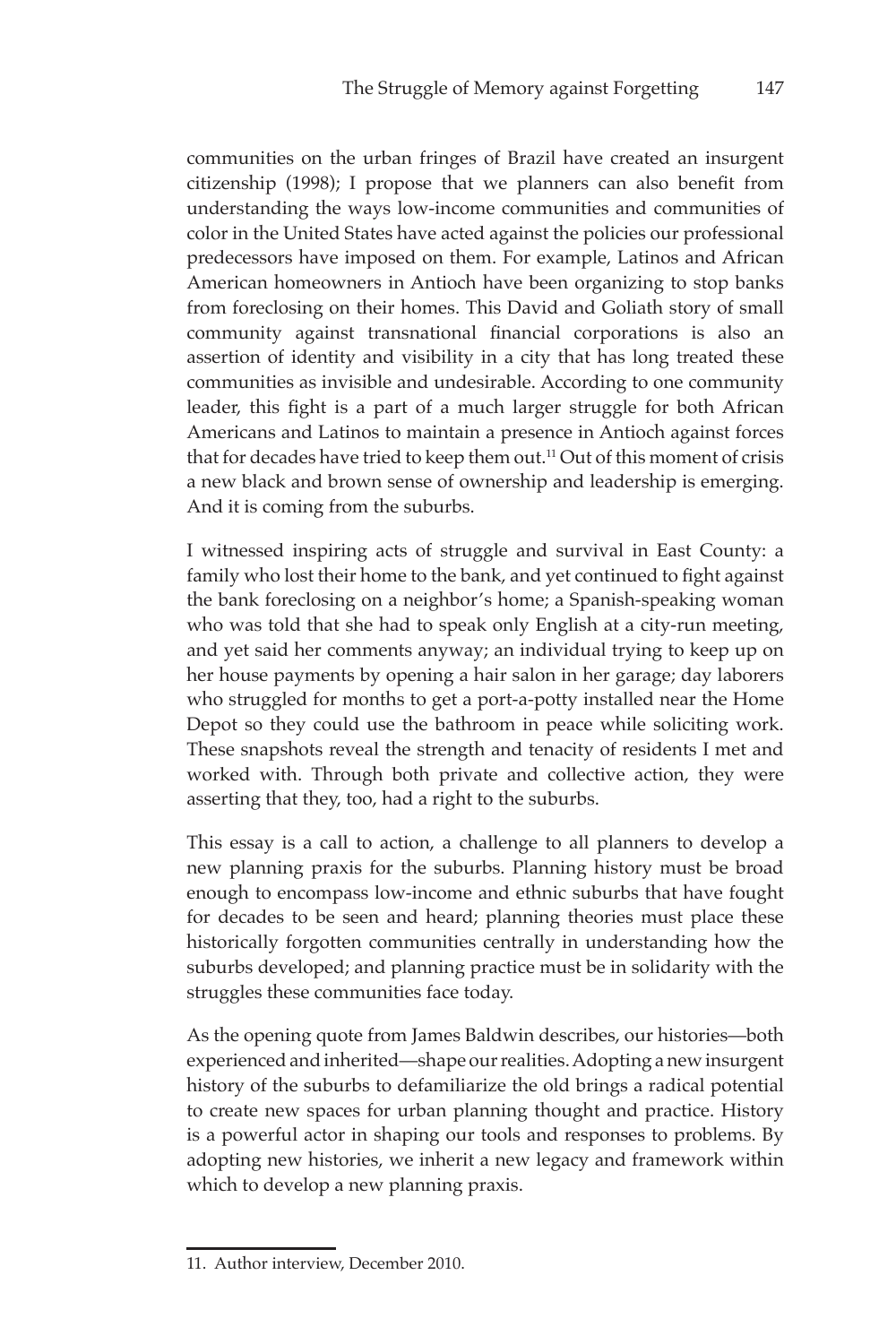communities on the urban fringes of Brazil have created an insurgent citizenship (1998); I propose that we planners can also benefit from understanding the ways low-income communities and communities of color in the United States have acted against the policies our professional predecessors have imposed on them. For example, Latinos and African American homeowners in Antioch have been organizing to stop banks from foreclosing on their homes. This David and Goliath story of small community against transnational financial corporations is also an assertion of identity and visibility in a city that has long treated these communities as invisible and undesirable. According to one community leader, this fight is a part of a much larger struggle for both African Americans and Latinos to maintain a presence in Antioch against forces that for decades have tried to keep them out.[11] Out of this moment of crisis a new black and brown sense of ownership and leadership is emerging. And it is coming from the suburbs.

I witnessed inspiring acts of struggle and survival in East County: a family who lost their home to the bank, and yet continued to fight against the bank foreclosing on a neighbor's home; a Spanish-speaking woman who was told that she had to speak only English at a city-run meeting, and yet said her comments anyway; an individual trying to keep up on her house payments by opening a hair salon in her garage; day laborers who struggled for months to get a port-a-potty installed near the Home Depot so they could use the bathroom in peace while soliciting work. These snapshots reveal the strength and tenacity of residents I met and worked with. Through both private and collective action, they were asserting that they, too, had a right to the suburbs.

This essay is a call to action, a challenge to all planners to develop a new planning praxis for the suburbs. Planning history must be broad enough to encompass low-income and ethnic suburbs that have fought for decades to be seen and heard; planning theories must place these historically forgotten communities centrally in understanding how the suburbs developed; and planning practice must be in solidarity with the struggles these communities face today.

As the opening quote from James Baldwin describes, our histories—both experienced and inherited—shape our realities. Adopting a new insurgent history of the suburbs to defamiliarize the old brings a radical potential to create new spaces for urban planning thought and practice. History is a powerful actor in shaping our tools and responses to problems. By adopting new histories, we inherit a new legacy and framework within which to develop a new planning praxis.

---

11. Author interview, December 2010.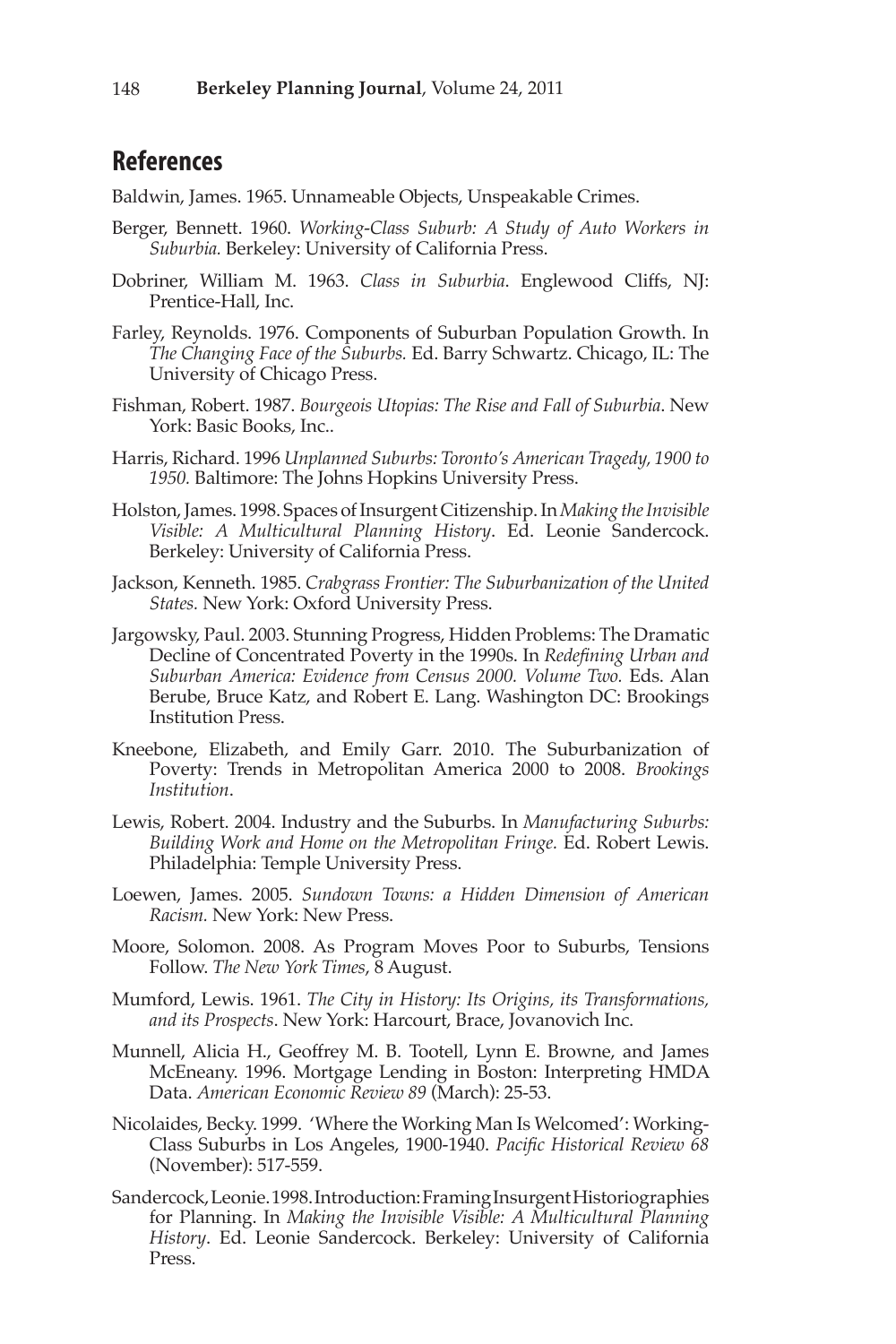## References

Baldwin, James. 1965. Unnameable Objects, Unspeakable Crimes.

Berger, Bennett. 1960. *Working-Class Suburb: A Study of Auto Workers in Suburbia.* Berkeley: University of California Press.

Dobriner, William M. 1963. *Class in Suburbia*. Englewood Cliffs, NJ: Prentice-Hall, Inc.

Farley, Reynolds. 1976. Components of Suburban Population Growth. In *The Changing Face of the Suburbs.* Ed. Barry Schwartz. Chicago, IL: The University of Chicago Press.

Fishman, Robert. 1987. *Bourgeois Utopias: The Rise and Fall of Suburbia*. New York: Basic Books, Inc..

Harris, Richard. 1996 *Unplanned Suburbs: Toronto's American Tragedy, 1900 to 1950.* Baltimore: The Johns Hopkins University Press.

Holston, James. 1998. Spaces of Insurgent Citizenship. In *Making the Invisible Visible: A Multicultural Planning History*. Ed. Leonie Sandercock. Berkeley: University of California Press.

Jackson, Kenneth. 1985. *Crabgrass Frontier: The Suburbanization of the United States.* New York: Oxford University Press.

Jargowsky, Paul. 2003. Stunning Progress, Hidden Problems: The Dramatic Decline of Concentrated Poverty in the 1990s. In *Redefining Urban and Suburban America: Evidence from Census 2000. Volume Two.* Eds. Alan Berube, Bruce Katz, and Robert E. Lang. Washington DC: Brookings Institution Press.

Kneebone, Elizabeth, and Emily Garr. 2010. The Suburbanization of Poverty: Trends in Metropolitan America 2000 to 2008. *Brookings Institution*.

Lewis, Robert. 2004. Industry and the Suburbs. In *Manufacturing Suburbs: Building Work and Home on the Metropolitan Fringe.* Ed. Robert Lewis. Philadelphia: Temple University Press.

Loewen, James. 2005. *Sundown Towns: a Hidden Dimension of American Racism.* New York: New Press.

Moore, Solomon. 2008. As Program Moves Poor to Suburbs, Tensions Follow. *The New York Times*, 8 August.

Mumford, Lewis. 1961. *The City in History: Its Origins, its Transformations, and its Prospects*. New York: Harcourt, Brace, Jovanovich Inc.

Munnell, Alicia H., Geoffrey M. B. Tootell, Lynn E. Browne, and James McEneany. 1996. Mortgage Lending in Boston: Interpreting HMDA Data. *American Economic Review 89* (March): 25-53.

Nicolaides, Becky. 1999. 'Where the Working Man Is Welcomed': Working-Class Suburbs in Los Angeles, 1900-1940. *Pacific Historical Review 68* (November): 517-559.

Sandercock, Leonie. 1998. Introduction: Framing Insurgent Historiographies for Planning. In *Making the Invisible Visible: A Multicultural Planning History*. Ed. Leonie Sandercock. Berkeley: University of California Press.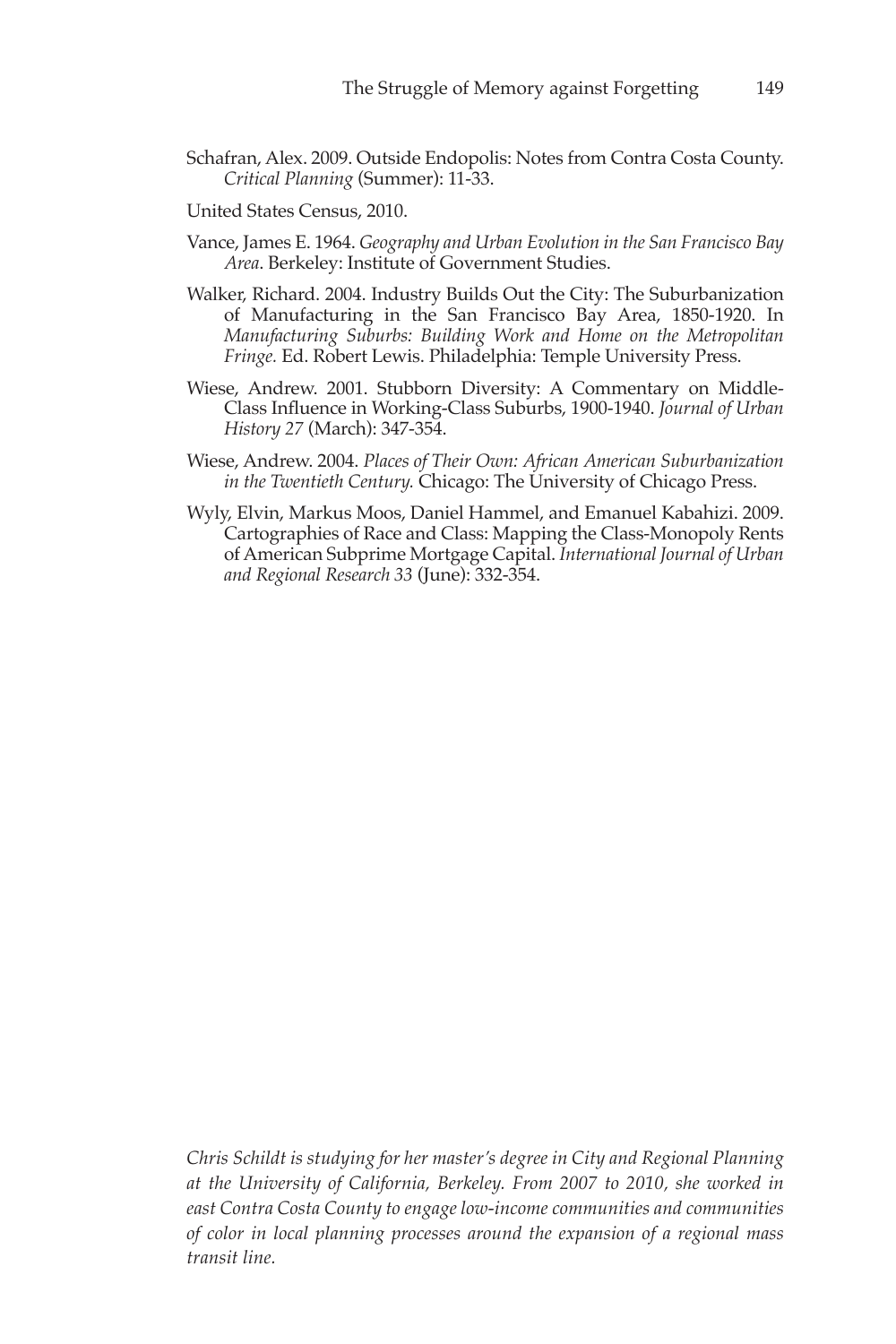Schafran, Alex. 2009. Outside Endopolis: Notes from Contra Costa County. *Critical Planning* (Summer): 11-33.

United States Census, 2010.

Vance, James E. 1964. *Geography and Urban Evolution in the San Francisco Bay Area*. Berkeley: Institute of Government Studies.

Walker, Richard. 2004. Industry Builds Out the City: The Suburbanization of Manufacturing in the San Francisco Bay Area, 1850-1920. In *Manufacturing Suburbs: Building Work and Home on the Metropolitan Fringe.* Ed. Robert Lewis. Philadelphia: Temple University Press.

Wiese, Andrew. 2001. Stubborn Diversity: A Commentary on Middle-Class Influence in Working-Class Suburbs, 1900-1940. *Journal of Urban History 27* (March): 347-354.

Wiese, Andrew. 2004. *Places of Their Own: African American Suburbanization in the Twentieth Century.* Chicago: The University of Chicago Press.

Wyly, Elvin, Markus Moos, Daniel Hammel, and Emanuel Kabahizi. 2009. Cartographies of Race and Class: Mapping the Class-Monopoly Rents of American Subprime Mortgage Capital. *International Journal of Urban and Regional Research 33* (June): 332-354.

*Chris Schildt is studying for her master's degree in City and Regional Planning at the University of California, Berkeley. From 2007 to 2010, she worked in east Contra Costa County to engage low-income communities and communities of color in local planning processes around the expansion of a regional mass transit line.*